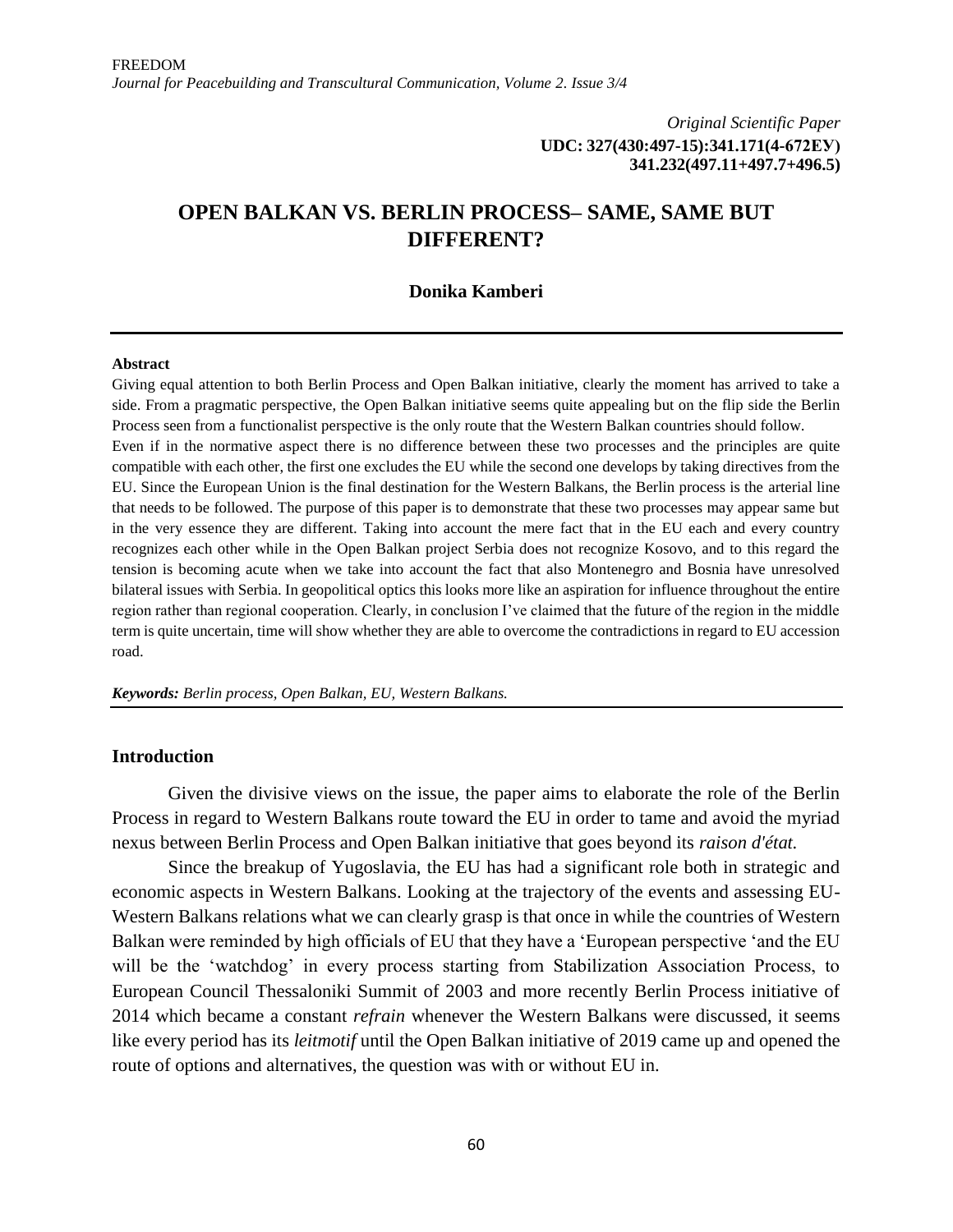*Original Scientific Paper*
**UDC: 327(430:497-15):341.171(4-672ЕУ)**
**341.232(497.11+497.7+496.5)**

# OPEN BALKAN VS. BERLIN PROCESS– SAME, SAME BUT DIFFERENT?

**Donika Kamberi**

---

**Abstract**

Giving equal attention to both Berlin Process and Open Balkan initiative, clearly the moment has arrived to take a side. From a pragmatic perspective, the Open Balkan initiative seems quite appealing but on the flip side the Berlin Process seen from a functionalist perspective is the only route that the Western Balkan countries should follow.

Even if in the normative aspect there is no difference between these two processes and the principles are quite compatible with each other, the first one excludes the EU while the second one develops by taking directives from the EU. Since the European Union is the final destination for the Western Balkans, the Berlin process is the arterial line that needs to be followed. The purpose of this paper is to demonstrate that these two processes may appear same but in the very essence they are different. Taking into account the mere fact that in the EU each and every country recognizes each other while in the Open Balkan project Serbia does not recognize Kosovo, and to this regard the tension is becoming acute when we take into account the fact that also Montenegro and Bosnia have unresolved bilateral issues with Serbia. In geopolitical optics this looks more like an aspiration for influence throughout the entire region rather than regional cooperation. Clearly, in conclusion I've claimed that the future of the region in the middle term is quite uncertain, time will show whether they are able to overcome the contradictions in regard to EU accession road.

***Keywords:*** *Berlin process, Open Balkan, EU, Western Balkans.*

---

## Introduction

Given the divisive views on the issue, the paper aims to elaborate the role of the Berlin Process in regard to Western Balkans route toward the EU in order to tame and avoid the myriad nexus between Berlin Process and Open Balkan initiative that goes beyond its *raison d'état.*

Since the breakup of Yugoslavia, the EU has had a significant role both in strategic and economic aspects in Western Balkans. Looking at the trajectory of the events and assessing EU-Western Balkans relations what we can clearly grasp is that once in while the countries of Western Balkan were reminded by high officials of EU that they have a 'European perspective 'and the EU will be the 'watchdog' in every process starting from Stabilization Association Process, to European Council Thessaloniki Summit of 2003 and more recently Berlin Process initiative of 2014 which became a constant *refrain* whenever the Western Balkans were discussed, it seems like every period has its *leitmotif* until the Open Balkan initiative of 2019 came up and opened the route of options and alternatives, the question was with or without EU in.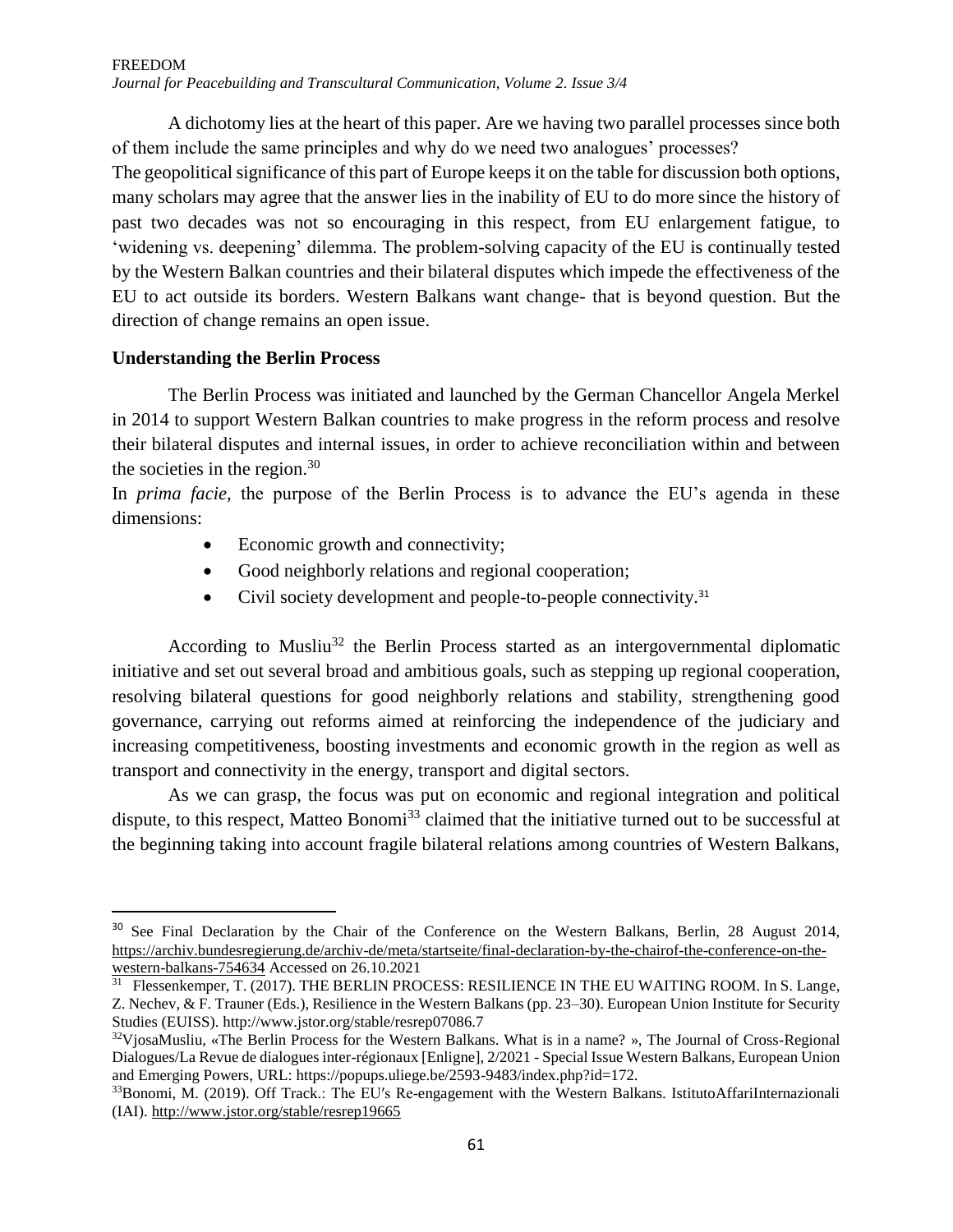A dichotomy lies at the heart of this paper. Are we having two parallel processes since both of them include the same principles and why do we need two analogues' processes?
The geopolitical significance of this part of Europe keeps it on the table for discussion both options, many scholars may agree that the answer lies in the inability of EU to do more since the history of past two decades was not so encouraging in this respect, from EU enlargement fatigue, to 'widening vs. deepening' dilemma. The problem-solving capacity of the EU is continually tested by the Western Balkan countries and their bilateral disputes which impede the effectiveness of the EU to act outside its borders. Western Balkans want change- that is beyond question. But the direction of change remains an open issue.

**Understanding the Berlin Process**

The Berlin Process was initiated and launched by the German Chancellor Angela Merkel in 2014 to support Western Balkan countries to make progress in the reform process and resolve their bilateral disputes and internal issues, in order to achieve reconciliation within and between the societies in the region.[30]
In *prima facie,* the purpose of the Berlin Process is to advance the EU's agenda in these dimensions:

- Economic growth and connectivity;
- Good neighborly relations and regional cooperation;
- Civil society development and people-to-people connectivity.[31]

According to Musliu[32] the Berlin Process started as an intergovernmental diplomatic initiative and set out several broad and ambitious goals, such as stepping up regional cooperation, resolving bilateral questions for good neighborly relations and stability, strengthening good governance, carrying out reforms aimed at reinforcing the independence of the judiciary and increasing competitiveness, boosting investments and economic growth in the region as well as transport and connectivity in the energy, transport and digital sectors.

As we can grasp, the focus was put on economic and regional integration and political dispute, to this respect, Matteo Bonomi[33] claimed that the initiative turned out to be successful at the beginning taking into account fragile bilateral relations among countries of Western Balkans,

---

[30] See Final Declaration by the Chair of the Conference on the Western Balkans, Berlin, 28 August 2014, https://archiv.bundesregierung.de/archiv-de/meta/startseite/final-declaration-by-the-chairof-the-conference-on-the-western-balkans-754634 Accessed on 26.10.2021

[31] Flessenkemper, T. (2017). THE BERLIN PROCESS: RESILIENCE IN THE EU WAITING ROOM. In S. Lange, Z. Nechev, & F. Trauner (Eds.), Resilience in the Western Balkans (pp. 23–30). European Union Institute for Security Studies (EUISS). http://www.jstor.org/stable/resrep07086.7

[32] VjosaMusliu, «The Berlin Process for the Western Balkans. What is in a name? », The Journal of Cross-Regional Dialogues/La Revue de dialogues inter-régionaux [Enligne], 2/2021 - Special Issue Western Balkans, European Union and Emerging Powers, URL: https://popups.uliege.be/2593-9483/index.php?id=172.

[33] Bonomi, M. (2019). Off Track.: The EU′s Re-engagement with the Western Balkans. IstitutoAffariInternazionali (IAI). http://www.jstor.org/stable/resrep19665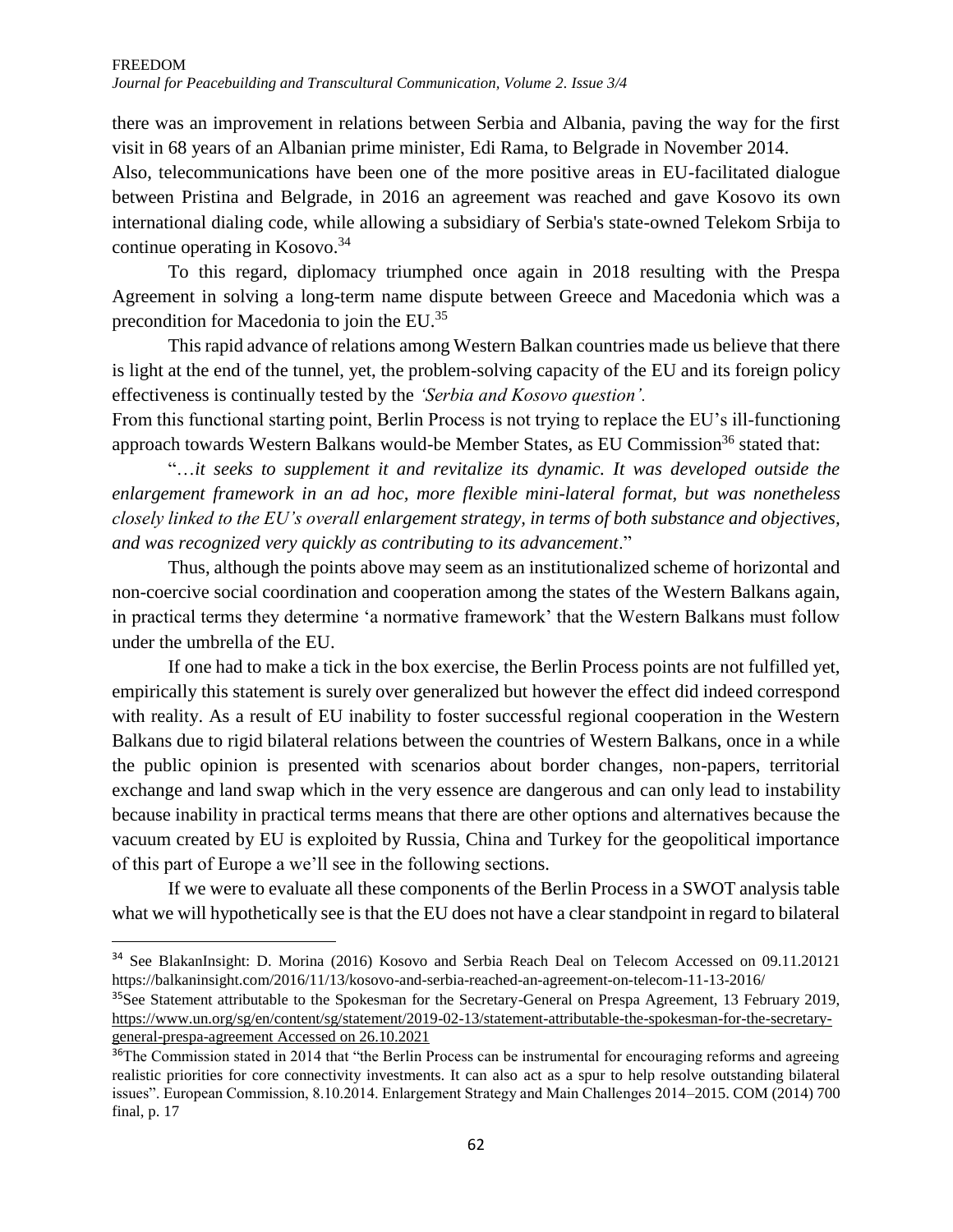there was an improvement in relations between Serbia and Albania, paving the way for the first visit in 68 years of an Albanian prime minister, Edi Rama, to Belgrade in November 2014.
Also, telecommunications have been one of the more positive areas in EU-facilitated dialogue between Pristina and Belgrade, in 2016 an agreement was reached and gave Kosovo its own international dialing code, while allowing a subsidiary of Serbia's state-owned Telekom Srbija to continue operating in Kosovo.[34]

To this regard, diplomacy triumphed once again in 2018 resulting with the Prespa Agreement in solving a long-term name dispute between Greece and Macedonia which was a precondition for Macedonia to join the EU.[35]

This rapid advance of relations among Western Balkan countries made us believe that there is light at the end of the tunnel, yet, the problem-solving capacity of the EU and its foreign policy effectiveness is continually tested by the *'Serbia and Kosovo question'.*
From this functional starting point, Berlin Process is not trying to replace the EU's ill-functioning approach towards Western Balkans would-be Member States, as EU Commission[36] stated that:

"…*it seeks to supplement it and revitalize its dynamic. It was developed outside the enlargement framework in an ad hoc, more flexible mini-lateral format, but was nonetheless closely linked to the EU's overall enlargement strategy, in terms of both substance and objectives, and was recognized very quickly as contributing to its advancement*."

Thus, although the points above may seem as an institutionalized scheme of horizontal and non-coercive social coordination and cooperation among the states of the Western Balkans again, in practical terms they determine 'a normative framework' that the Western Balkans must follow under the umbrella of the EU.

If one had to make a tick in the box exercise, the Berlin Process points are not fulfilled yet, empirically this statement is surely over generalized but however the effect did indeed correspond with reality. As a result of EU inability to foster successful regional cooperation in the Western Balkans due to rigid bilateral relations between the countries of Western Balkans, once in a while the public opinion is presented with scenarios about border changes, non-papers, territorial exchange and land swap which in the very essence are dangerous and can only lead to instability because inability in practical terms means that there are other options and alternatives because the vacuum created by EU is exploited by Russia, China and Turkey for the geopolitical importance of this part of Europe a we'll see in the following sections.

If we were to evaluate all these components of the Berlin Process in a SWOT analysis table what we will hypothetically see is that the EU does not have a clear standpoint in regard to bilateral

---

[34] See BlakanInsight: D. Morina (2016) Kosovo and Serbia Reach Deal on Telecom Accessed on 09.11.20121 https://balkaninsight.com/2016/11/13/kosovo-and-serbia-reached-an-agreement-on-telecom-11-13-2016/

[35] See Statement attributable to the Spokesman for the Secretary-General on Prespa Agreement, 13 February 2019, https://www.un.org/sg/en/content/sg/statement/2019-02-13/statement-attributable-the-spokesman-for-the-secretary-general-prespa-agreement Accessed on 26.10.2021

[36] The Commission stated in 2014 that "the Berlin Process can be instrumental for encouraging reforms and agreeing realistic priorities for core connectivity investments. It can also act as a spur to help resolve outstanding bilateral issues". European Commission, 8.10.2014. Enlargement Strategy and Main Challenges 2014–2015. COM (2014) 700 final, p. 17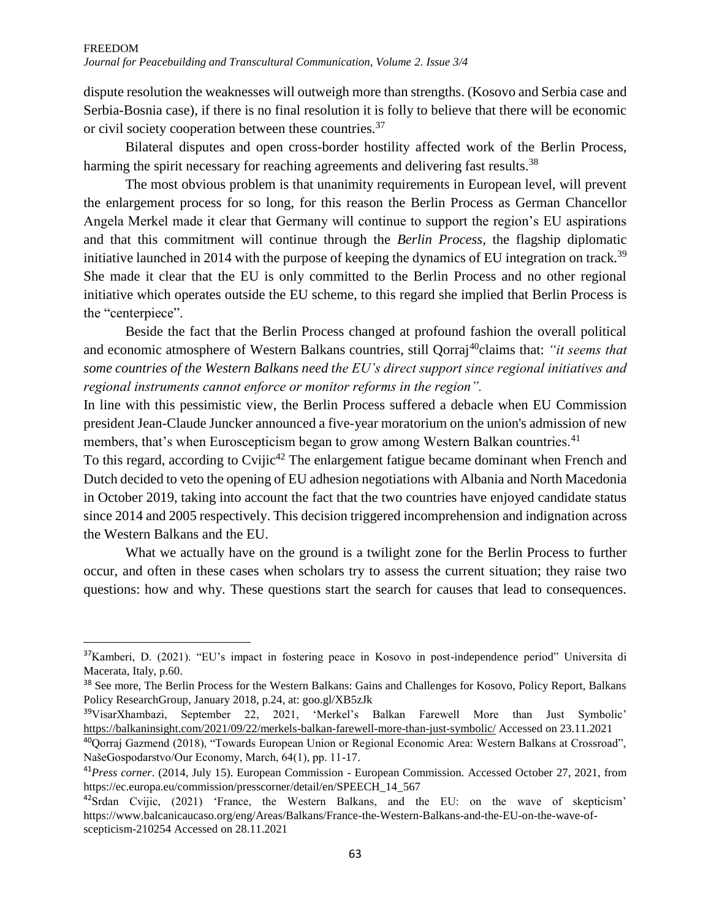dispute resolution the weaknesses will outweigh more than strengths. (Kosovo and Serbia case and Serbia-Bosnia case), if there is no final resolution it is folly to believe that there will be economic or civil society cooperation between these countries.[37]

Bilateral disputes and open cross-border hostility affected work of the Berlin Process, harming the spirit necessary for reaching agreements and delivering fast results.[38]

The most obvious problem is that unanimity requirements in European level, will prevent the enlargement process for so long, for this reason the Berlin Process as German Chancellor Angela Merkel made it clear that Germany will continue to support the region's EU aspirations and that this commitment will continue through the *Berlin Process*, the flagship diplomatic initiative launched in 2014 with the purpose of keeping the dynamics of EU integration on track.[39] She made it clear that the EU is only committed to the Berlin Process and no other regional initiative which operates outside the EU scheme, to this regard she implied that Berlin Process is the "centerpiece".

Beside the fact that the Berlin Process changed at profound fashion the overall political and economic atmosphere of Western Balkans countries, still Qorraj[40]claims that: *"it seems that some countries of the Western Balkans need the EU's direct support since regional initiatives and regional instruments cannot enforce or monitor reforms in the region".*

In line with this pessimistic view, the Berlin Process suffered a debacle when EU Commission president Jean-Claude Juncker announced a five-year moratorium on the union's admission of new members, that's when Euroscepticism began to grow among Western Balkan countries.[41]

To this regard, according to Cvijic[42] The enlargement fatigue became dominant when French and Dutch decided to veto the opening of EU adhesion negotiations with Albania and North Macedonia in October 2019, taking into account the fact that the two countries have enjoyed candidate status since 2014 and 2005 respectively. This decision triggered incomprehension and indignation across the Western Balkans and the EU.

What we actually have on the ground is a twilight zone for the Berlin Process to further occur, and often in these cases when scholars try to assess the current situation; they raise two questions: how and why. These questions start the search for causes that lead to consequences.

---

[37]Kamberi, D. (2021). "EU's impact in fostering peace in Kosovo in post-independence period" Universita di Macerata, Italy, p.60.

[38] See more, The Berlin Process for the Western Balkans: Gains and Challenges for Kosovo, Policy Report, Balkans Policy ResearchGroup, January 2018, p.24, at: goo.gl/XB5zJk

[39]VisarXhambazi, September 22, 2021, 'Merkel's Balkan Farewell More than Just Symbolic' https://balkaninsight.com/2021/09/22/merkels-balkan-farewell-more-than-just-symbolic/ Accessed on 23.11.2021

[40]Qorraj Gazmend (2018), "Towards European Union or Regional Economic Area: Western Balkans at Crossroad", NašeGospodarstvo/Our Economy, March, 64(1), pp. 11-17.

[41]*Press corner*. (2014, July 15). European Commission - European Commission. Accessed October 27, 2021, from https://ec.europa.eu/commission/presscorner/detail/en/SPEECH_14_567

[42]Srdan Cvijic, (2021) 'France, the Western Balkans, and the EU: on the wave of skepticism' https://www.balcanicaucaso.org/eng/Areas/Balkans/France-the-Western-Balkans-and-the-EU-on-the-wave-of-scepticism-210254 Accessed on 28.11.2021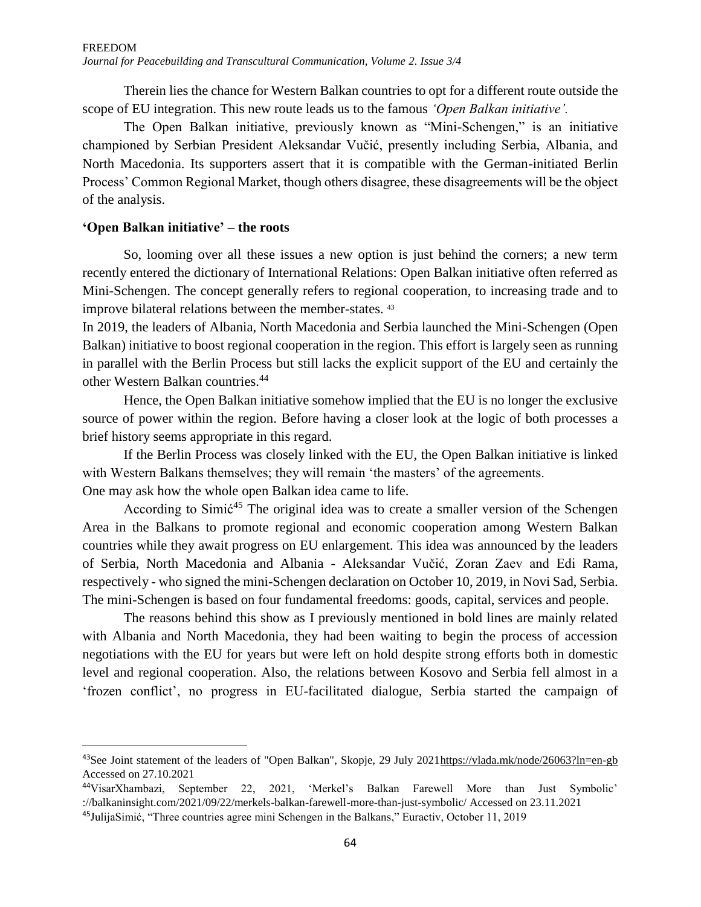Therein lies the chance for Western Balkan countries to opt for a different route outside the scope of EU integration. This new route leads us to the famous *'Open Balkan initiative'.*

The Open Balkan initiative, previously known as "Mini-Schengen," is an initiative championed by Serbian President Aleksandar Vučić, presently including Serbia, Albania, and North Macedonia. Its supporters assert that it is compatible with the German-initiated Berlin Process' Common Regional Market, though others disagree, these disagreements will be the object of the analysis.

**'Open Balkan initiative' – the roots**

So, looming over all these issues a new option is just behind the corners; a new term recently entered the dictionary of International Relations: Open Balkan initiative often referred as Mini-Schengen. The concept generally refers to regional cooperation, to increasing trade and to improve bilateral relations between the member-states. [43]

In 2019, the leaders of Albania, North Macedonia and Serbia launched the Mini-Schengen (Open Balkan) initiative to boost regional cooperation in the region. This effort is largely seen as running in parallel with the Berlin Process but still lacks the explicit support of the EU and certainly the other Western Balkan countries.[44]

Hence, the Open Balkan initiative somehow implied that the EU is no longer the exclusive source of power within the region. Before having a closer look at the logic of both processes a brief history seems appropriate in this regard.

If the Berlin Process was closely linked with the EU, the Open Balkan initiative is linked with Western Balkans themselves; they will remain 'the masters' of the agreements.

One may ask how the whole open Balkan idea came to life.

According to Simić[45] The original idea was to create a smaller version of the Schengen Area in the Balkans to promote regional and economic cooperation among Western Balkan countries while they await progress on EU enlargement. This idea was announced by the leaders of Serbia, North Macedonia and Albania - Aleksandar Vučić, Zoran Zaev and Edi Rama, respectively - who signed the mini-Schengen declaration on October 10, 2019, in Novi Sad, Serbia. The mini-Schengen is based on four fundamental freedoms: goods, capital, services and people.

The reasons behind this show as I previously mentioned in bold lines are mainly related with Albania and North Macedonia, they had been waiting to begin the process of accession negotiations with the EU for years but were left on hold despite strong efforts both in domestic level and regional cooperation. Also, the relations between Kosovo and Serbia fell almost in a 'frozen conflict', no progress in EU-facilitated dialogue, Serbia started the campaign of

---

[43]See Joint statement of the leaders of "Open Balkan", Skopje, 29 July 2021https://vlada.mk/node/26063?ln=en-gb Accessed on 27.10.2021

[44]VisarXhambazi, September 22, 2021, 'Merkel's Balkan Farewell More than Just Symbolic' ://balkaninsight.com/2021/09/22/merkels-balkan-farewell-more-than-just-symbolic/ Accessed on 23.11.2021

[45]JulijaSimić, "Three countries agree mini Schengen in the Balkans," Euractiv, October 11, 2019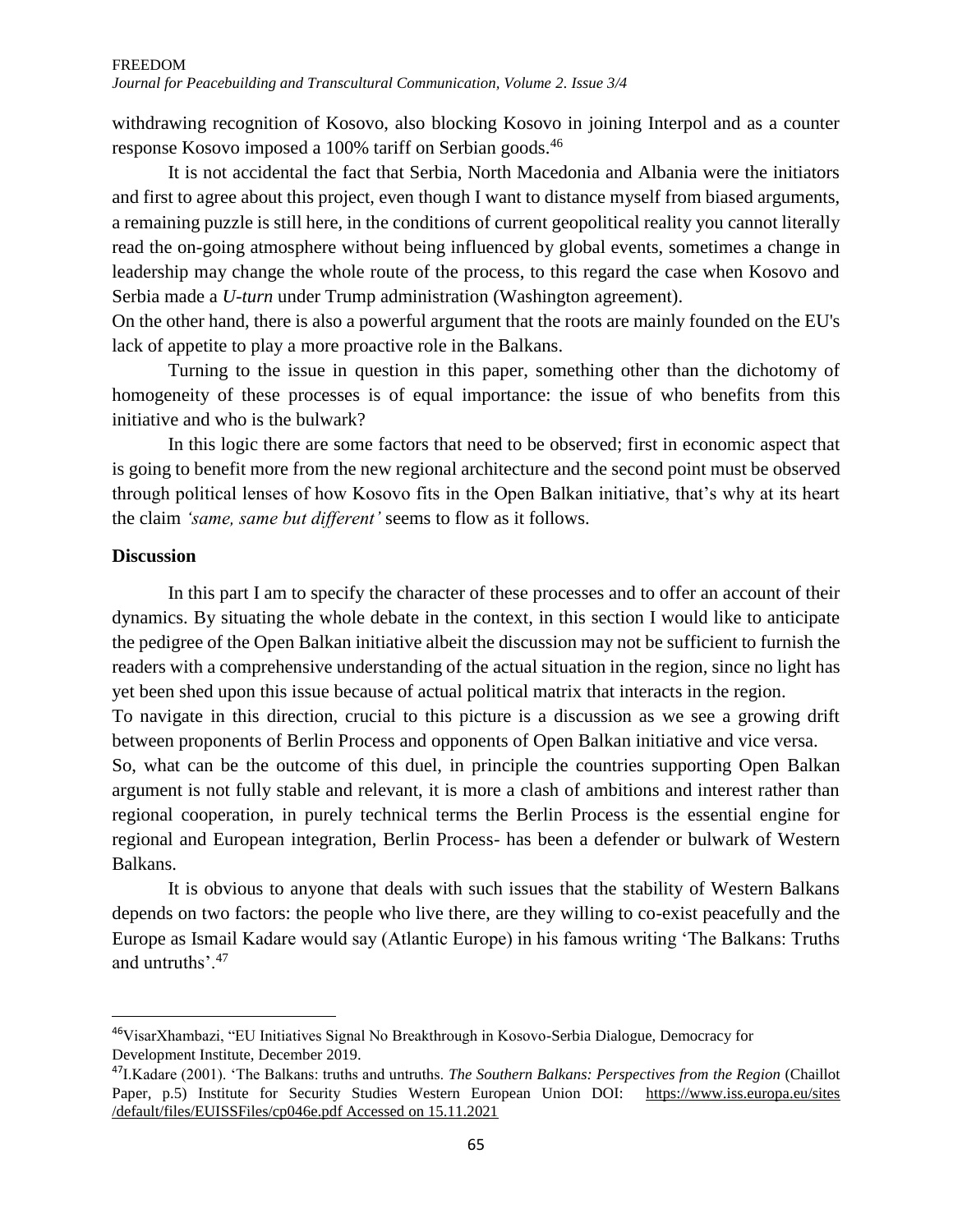withdrawing recognition of Kosovo, also blocking Kosovo in joining Interpol and as a counter response Kosovo imposed a 100% tariff on Serbian goods.[46]

It is not accidental the fact that Serbia, North Macedonia and Albania were the initiators and first to agree about this project, even though I want to distance myself from biased arguments, a remaining puzzle is still here, in the conditions of current geopolitical reality you cannot literally read the on-going atmosphere without being influenced by global events, sometimes a change in leadership may change the whole route of the process, to this regard the case when Kosovo and Serbia made a *U-turn* under Trump administration (Washington agreement).

On the other hand, there is also a powerful argument that the roots are mainly founded on the EU's lack of appetite to play a more proactive role in the Balkans.

Turning to the issue in question in this paper, something other than the dichotomy of homogeneity of these processes is of equal importance: the issue of who benefits from this initiative and who is the bulwark?

In this logic there are some factors that need to be observed; first in economic aspect that is going to benefit more from the new regional architecture and the second point must be observed through political lenses of how Kosovo fits in the Open Balkan initiative, that's why at its heart the claim *'same, same but different'* seems to flow as it follows.

## Discussion

In this part I am to specify the character of these processes and to offer an account of their dynamics. By situating the whole debate in the context, in this section I would like to anticipate the pedigree of the Open Balkan initiative albeit the discussion may not be sufficient to furnish the readers with a comprehensive understanding of the actual situation in the region, since no light has yet been shed upon this issue because of actual political matrix that interacts in the region.

To navigate in this direction, crucial to this picture is a discussion as we see a growing drift between proponents of Berlin Process and opponents of Open Balkan initiative and vice versa.

So, what can be the outcome of this duel, in principle the countries supporting Open Balkan argument is not fully stable and relevant, it is more a clash of ambitions and interest rather than regional cooperation, in purely technical terms the Berlin Process is the essential engine for regional and European integration, Berlin Process- has been a defender or bulwark of Western Balkans.

It is obvious to anyone that deals with such issues that the stability of Western Balkans depends on two factors: the people who live there, are they willing to co-exist peacefully and the Europe as Ismail Kadare would say (Atlantic Europe) in his famous writing 'The Balkans: Truths and untruths'.[47]

---

[46] VisarXhambazi, "EU Initiatives Signal No Breakthrough in Kosovo-Serbia Dialogue, Democracy for Development Institute, December 2019.

[47] I.Kadare (2001). 'The Balkans: truths and untruths. *The Southern Balkans: Perspectives from the Region* (Chaillot Paper, p.5) Institute for Security Studies Western European Union DOI: https://www.iss.europa.eu/sites/default/files/EUISSFiles/cp046e.pdf Accessed on 15.11.2021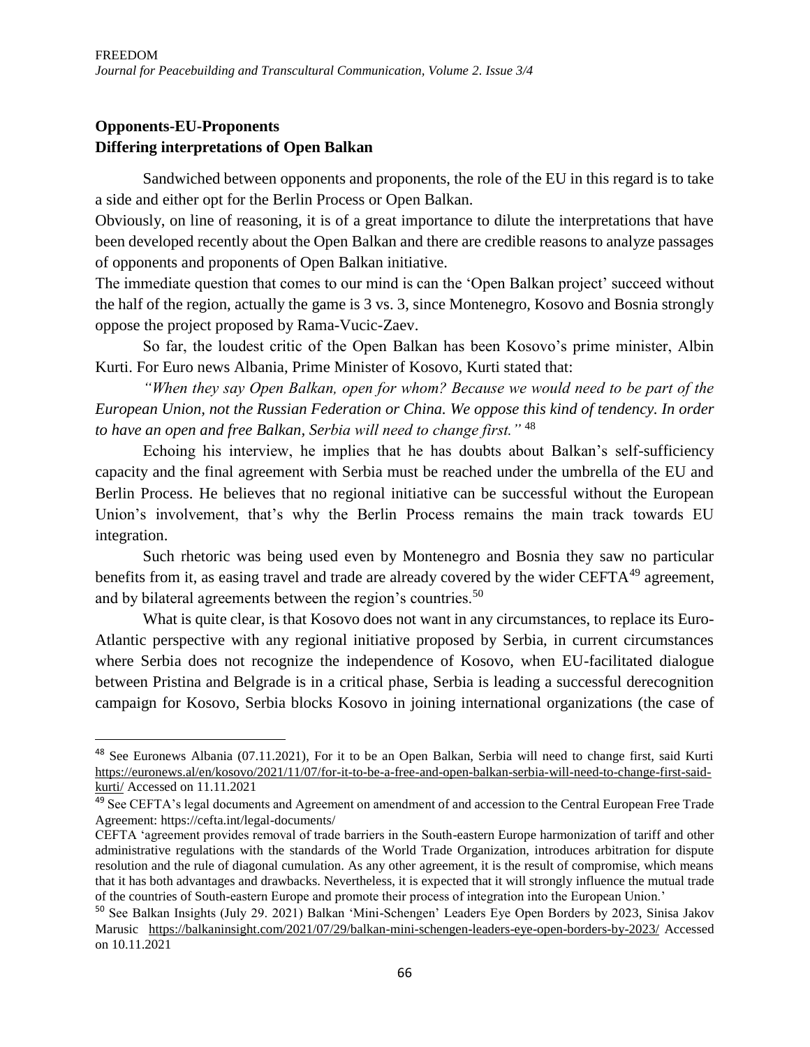**Opponents-EU-Proponents**
**Differing interpretations of Open Balkan**

Sandwiched between opponents and proponents, the role of the EU in this regard is to take a side and either opt for the Berlin Process or Open Balkan.

Obviously, on line of reasoning, it is of a great importance to dilute the interpretations that have been developed recently about the Open Balkan and there are credible reasons to analyze passages of opponents and proponents of Open Balkan initiative.

The immediate question that comes to our mind is can the 'Open Balkan project' succeed without the half of the region, actually the game is 3 vs. 3, since Montenegro, Kosovo and Bosnia strongly oppose the project proposed by Rama-Vucic-Zaev.

So far, the loudest critic of the Open Balkan has been Kosovo's prime minister, Albin Kurti. For Euro news Albania, Prime Minister of Kosovo, Kurti stated that:

*"When they say Open Balkan, open for whom? Because we would need to be part of the European Union, not the Russian Federation or China. We oppose this kind of tendency. In order to have an open and free Balkan, Serbia will need to change first."* [48]

Echoing his interview, he implies that he has doubts about Balkan's self-sufficiency capacity and the final agreement with Serbia must be reached under the umbrella of the EU and Berlin Process. He believes that no regional initiative can be successful without the European Union's involvement, that's why the Berlin Process remains the main track towards EU integration.

Such rhetoric was being used even by Montenegro and Bosnia they saw no particular benefits from it, as easing travel and trade are already covered by the wider CEFTA[49] agreement, and by bilateral agreements between the region's countries.[50]

What is quite clear, is that Kosovo does not want in any circumstances, to replace its Euro-Atlantic perspective with any regional initiative proposed by Serbia, in current circumstances where Serbia does not recognize the independence of Kosovo, when EU-facilitated dialogue between Pristina and Belgrade is in a critical phase, Serbia is leading a successful derecognition campaign for Kosovo, Serbia blocks Kosovo in joining international organizations (the case of

---

[48] See Euronews Albania (07.11.2021), For it to be an Open Balkan, Serbia will need to change first, said Kurti https://euronews.al/en/kosovo/2021/11/07/for-it-to-be-a-free-and-open-balkan-serbia-will-need-to-change-first-said-kurti/ Accessed on 11.11.2021

[49] See CEFTA's legal documents and Agreement on amendment of and accession to the Central European Free Trade Agreement: https://cefta.int/legal-documents/

CEFTA 'agreement provides removal of trade barriers in the South-eastern Europe harmonization of tariff and other administrative regulations with the standards of the World Trade Organization, introduces arbitration for dispute resolution and the rule of diagonal cumulation. As any other agreement, it is the result of compromise, which means that it has both advantages and drawbacks. Nevertheless, it is expected that it will strongly influence the mutual trade of the countries of South-eastern Europe and promote their process of integration into the European Union.'

[50] See Balkan Insights (July 29. 2021) Balkan 'Mini-Schengen' Leaders Eye Open Borders by 2023, Sinisa Jakov Marusic https://balkaninsight.com/2021/07/29/balkan-mini-schengen-leaders-eye-open-borders-by-2023/ Accessed on 10.11.2021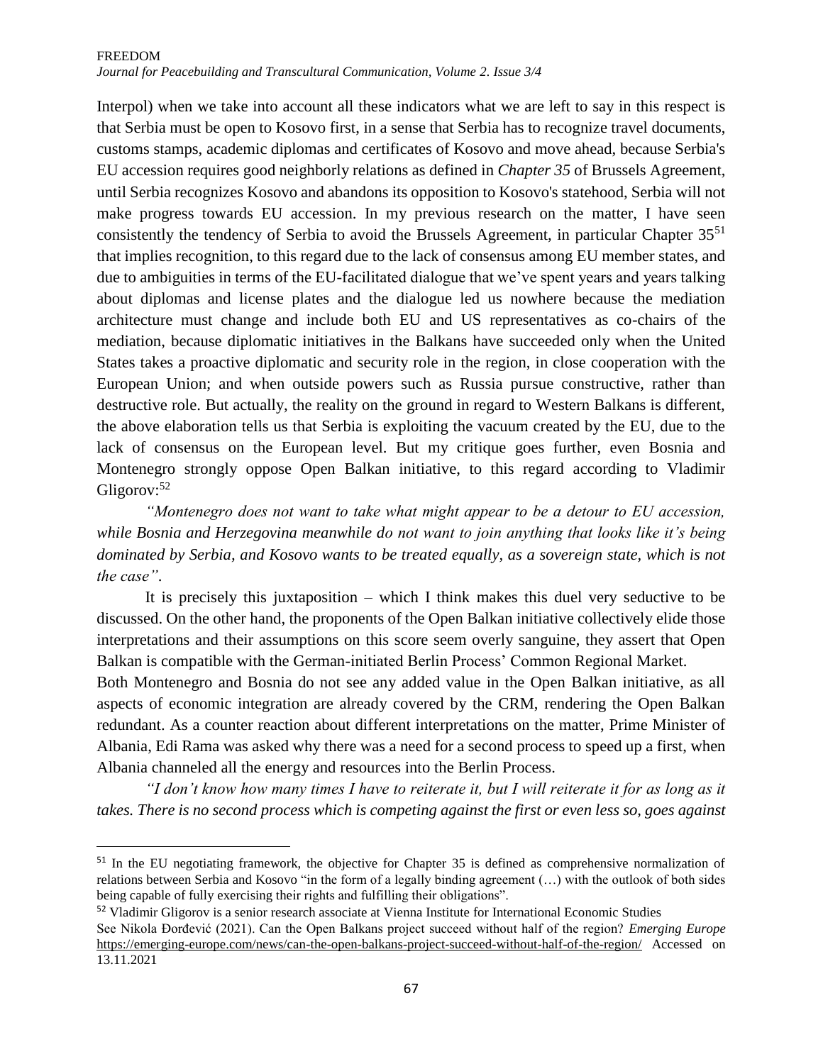Interpol) when we take into account all these indicators what we are left to say in this respect is that Serbia must be open to Kosovo first, in a sense that Serbia has to recognize travel documents, customs stamps, academic diplomas and certificates of Kosovo and move ahead, because Serbia's EU accession requires good neighborly relations as defined in *Chapter 35* of Brussels Agreement, until Serbia recognizes Kosovo and abandons its opposition to Kosovo's statehood, Serbia will not make progress towards EU accession. In my previous research on the matter, I have seen consistently the tendency of Serbia to avoid the Brussels Agreement, in particular Chapter 35[51] that implies recognition, to this regard due to the lack of consensus among EU member states, and due to ambiguities in terms of the EU-facilitated dialogue that we've spent years and years talking about diplomas and license plates and the dialogue led us nowhere because the mediation architecture must change and include both EU and US representatives as co-chairs of the mediation, because diplomatic initiatives in the Balkans have succeeded only when the United States takes a proactive diplomatic and security role in the region, in close cooperation with the European Union; and when outside powers such as Russia pursue constructive, rather than destructive role. But actually, the reality on the ground in regard to Western Balkans is different, the above elaboration tells us that Serbia is exploiting the vacuum created by the EU, due to the lack of consensus on the European level. But my critique goes further, even Bosnia and Montenegro strongly oppose Open Balkan initiative, to this regard according to Vladimir Gligorov:[52]

*"Montenegro does not want to take what might appear to be a detour to EU accession, while Bosnia and Herzegovina meanwhile do not want to join anything that looks like it's being dominated by Serbia, and Kosovo wants to be treated equally, as a sovereign state, which is not the case".*

It is precisely this juxtaposition – which I think makes this duel very seductive to be discussed. On the other hand, the proponents of the Open Balkan initiative collectively elide those interpretations and their assumptions on this score seem overly sanguine, they assert that Open Balkan is compatible with the German-initiated Berlin Process' Common Regional Market.

Both Montenegro and Bosnia do not see any added value in the Open Balkan initiative, as all aspects of economic integration are already covered by the CRM, rendering the Open Balkan redundant. As a counter reaction about different interpretations on the matter, Prime Minister of Albania, Edi Rama was asked why there was a need for a second process to speed up a first, when Albania channeled all the energy and resources into the Berlin Process.

*"I don't know how many times I have to reiterate it, but I will reiterate it for as long as it takes. There is no second process which is competing against the first or even less so, goes against*

---

[51] In the EU negotiating framework, the objective for Chapter 35 is defined as comprehensive normalization of relations between Serbia and Kosovo "in the form of a legally binding agreement (…) with the outlook of both sides being capable of fully exercising their rights and fulfilling their obligations".

[52] Vladimir Gligorov is a senior research associate at Vienna Institute for International Economic Studies
See Nikola Đorđević (2021). Can the Open Balkans project succeed without half of the region? *Emerging Europe* https://emerging-europe.com/news/can-the-open-balkans-project-succeed-without-half-of-the-region/ Accessed on 13.11.2021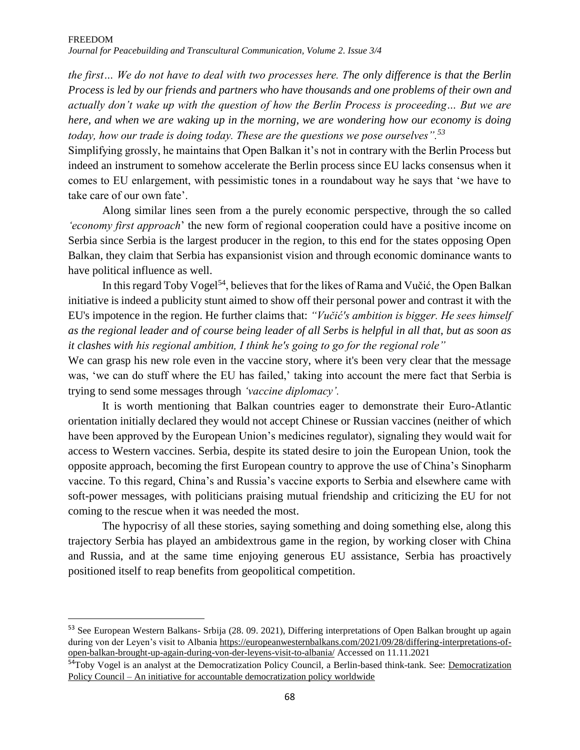*the first… We do not have to deal with two processes here. The only difference is that the Berlin Process is led by our friends and partners who have thousands and one problems of their own and actually don't wake up with the question of how the Berlin Process is proceeding… But we are here, and when we are waking up in the morning, we are wondering how our economy is doing today, how our trade is doing today. These are the questions we pose ourselves".*[53]

Simplifying grossly, he maintains that Open Balkan it's not in contrary with the Berlin Process but indeed an instrument to somehow accelerate the Berlin process since EU lacks consensus when it comes to EU enlargement, with pessimistic tones in a roundabout way he says that 'we have to take care of our own fate'.

Along similar lines seen from a the purely economic perspective, through the so called *'economy first approach*' the new form of regional cooperation could have a positive income on Serbia since Serbia is the largest producer in the region, to this end for the states opposing Open Balkan, they claim that Serbia has expansionist vision and through economic dominance wants to have political influence as well.

In this regard Toby Vogel[54], believes that for the likes of Rama and Vučić, the Open Balkan initiative is indeed a publicity stunt aimed to show off their personal power and contrast it with the EU's impotence in the region. He further claims that: *"Vučić's ambition is bigger. He sees himself as the regional leader and of course being leader of all Serbs is helpful in all that, but as soon as it clashes with his regional ambition, I think he's going to go for the regional role"*

We can grasp his new role even in the vaccine story, where it's been very clear that the message was, 'we can do stuff where the EU has failed,' taking into account the mere fact that Serbia is trying to send some messages through *'vaccine diplomacy'.*

It is worth mentioning that Balkan countries eager to demonstrate their Euro-Atlantic orientation initially declared they would not accept Chinese or Russian vaccines (neither of which have been approved by the European Union's medicines regulator), signaling they would wait for access to Western vaccines. Serbia, despite its stated desire to join the European Union, took the opposite approach, becoming the first European country to approve the use of China's Sinopharm vaccine. To this regard, China's and Russia's vaccine exports to Serbia and elsewhere came with soft-power messages, with politicians praising mutual friendship and criticizing the EU for not coming to the rescue when it was needed the most.

The hypocrisy of all these stories, saying something and doing something else, along this trajectory Serbia has played an ambidextrous game in the region, by working closer with China and Russia, and at the same time enjoying generous EU assistance, Serbia has proactively positioned itself to reap benefits from geopolitical competition.

---

[53] See European Western Balkans- Srbija (28. 09. 2021), Differing interpretations of Open Balkan brought up again during von der Leyen's visit to Albania https://europeanwesternbalkans.com/2021/09/28/differing-interpretations-of-open-balkan-brought-up-again-during-von-der-leyens-visit-to-albania/ Accessed on 11.11.2021

[54] Toby Vogel is an analyst at the Democratization Policy Council, a Berlin-based think-tank. See: Democratization Policy Council – An initiative for accountable democratization policy worldwide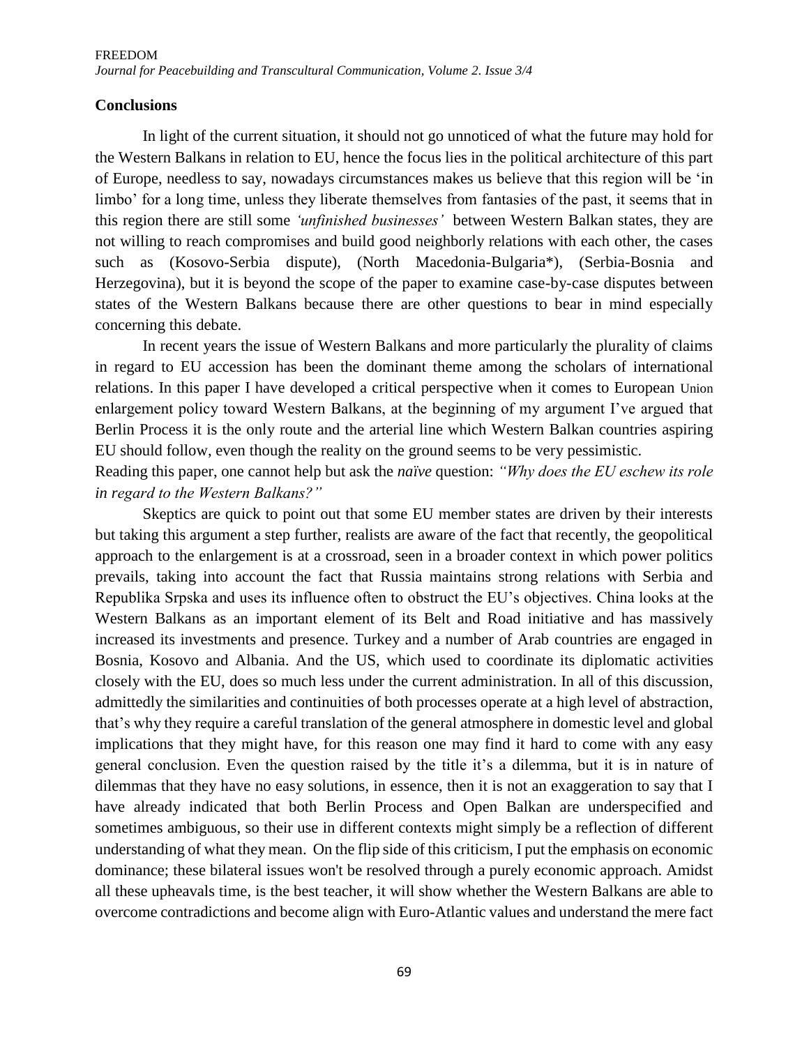## Conclusions

In light of the current situation, it should not go unnoticed of what the future may hold for the Western Balkans in relation to EU, hence the focus lies in the political architecture of this part of Europe, needless to say, nowadays circumstances makes us believe that this region will be 'in limbo' for a long time, unless they liberate themselves from fantasies of the past, it seems that in this region there are still some *'unfinished businesses'* between Western Balkan states, they are not willing to reach compromises and build good neighborly relations with each other, the cases such as (Kosovo-Serbia dispute), (North Macedonia-Bulgaria*), (Serbia-Bosnia and Herzegovina), but it is beyond the scope of the paper to examine case-by-case disputes between states of the Western Balkans because there are other questions to bear in mind especially concerning this debate.

In recent years the issue of Western Balkans and more particularly the plurality of claims in regard to EU accession has been the dominant theme among the scholars of international relations. In this paper I have developed a critical perspective when it comes to European Union enlargement policy toward Western Balkans, at the beginning of my argument I've argued that Berlin Process it is the only route and the arterial line which Western Balkan countries aspiring EU should follow, even though the reality on the ground seems to be very pessimistic.

Reading this paper, one cannot help but ask the *naïve* question: *"Why does the EU eschew its role in regard to the Western Balkans?"*

Skeptics are quick to point out that some EU member states are driven by their interests but taking this argument a step further, realists are aware of the fact that recently, the geopolitical approach to the enlargement is at a crossroad, seen in a broader context in which power politics prevails, taking into account the fact that Russia maintains strong relations with Serbia and Republika Srpska and uses its influence often to obstruct the EU's objectives. China looks at the Western Balkans as an important element of its Belt and Road initiative and has massively increased its investments and presence. Turkey and a number of Arab countries are engaged in Bosnia, Kosovo and Albania. And the US, which used to coordinate its diplomatic activities closely with the EU, does so much less under the current administration. In all of this discussion, admittedly the similarities and continuities of both processes operate at a high level of abstraction, that's why they require a careful translation of the general atmosphere in domestic level and global implications that they might have, for this reason one may find it hard to come with any easy general conclusion. Even the question raised by the title it's a dilemma, but it is in nature of dilemmas that they have no easy solutions, in essence, then it is not an exaggeration to say that I have already indicated that both Berlin Process and Open Balkan are underspecified and sometimes ambiguous, so their use in different contexts might simply be a reflection of different understanding of what they mean. On the flip side of this criticism, I put the emphasis on economic dominance; these bilateral issues won't be resolved through a purely economic approach. Amidst all these upheavals time, is the best teacher, it will show whether the Western Balkans are able to overcome contradictions and become align with Euro-Atlantic values and understand the mere fact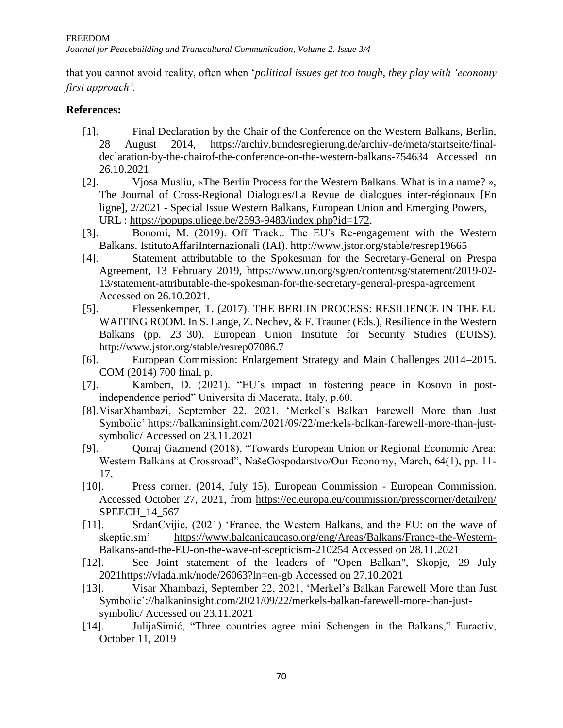that you cannot avoid reality, often when '*political issues get too tough, they play with 'economy first approach'.*

**References:**

[1]. Final Declaration by the Chair of the Conference on the Western Balkans, Berlin, 28 August 2014, https://archiv.bundesregierung.de/archiv-de/meta/startseite/final-declaration-by-the-chairof-the-conference-on-the-western-balkans-754634 Accessed on 26.10.2021

[2]. Vjosa Musliu, «The Berlin Process for the Western Balkans. What is in a name? », The Journal of Cross-Regional Dialogues/La Revue de dialogues inter-régionaux [En ligne], 2/2021 - Special Issue Western Balkans, European Union and Emerging Powers, URL : https://popups.uliege.be/2593-9483/index.php?id=172.

[3]. Bonomi, M. (2019). Off Track.: The EU′s Re-engagement with the Western Balkans. IstitutoAffariInternazionali (IAI). http://www.jstor.org/stable/resrep19665

[4]. Statement attributable to the Spokesman for the Secretary-General on Prespa Agreement, 13 February 2019, https://www.un.org/sg/en/content/sg/statement/2019-02-13/statement-attributable-the-spokesman-for-the-secretary-general-prespa-agreement Accessed on 26.10.2021.

[5]. Flessenkemper, T. (2017). THE BERLIN PROCESS: RESILIENCE IN THE EU WAITING ROOM. In S. Lange, Z. Nechev, & F. Trauner (Eds.), Resilience in the Western Balkans (pp. 23–30). European Union Institute for Security Studies (EUISS). http://www.jstor.org/stable/resrep07086.7

[6]. European Commission: Enlargement Strategy and Main Challenges 2014–2015. COM (2014) 700 final, p.

[7]. Kamberi, D. (2021). "EU's impact in fostering peace in Kosovo in post-independence period" Universita di Macerata, Italy, p.60.

[8]. VisarXhambazi, September 22, 2021, 'Merkel's Balkan Farewell More than Just Symbolic' https://balkaninsight.com/2021/09/22/merkels-balkan-farewell-more-than-just-symbolic/ Accessed on 23.11.2021

[9]. Qorraj Gazmend (2018), "Towards European Union or Regional Economic Area: Western Balkans at Crossroad", NašeGospodarstvo/Our Economy, March, 64(1), pp. 11-17.

[10]. Press corner. (2014, July 15). European Commission - European Commission. Accessed October 27, 2021, from https://ec.europa.eu/commission/presscorner/detail/en/SPEECH_14_567

[11]. SrdanCvijic, (2021) 'France, the Western Balkans, and the EU: on the wave of skepticism' https://www.balcanicaucaso.org/eng/Areas/Balkans/France-the-Western-Balkans-and-the-EU-on-the-wave-of-scepticism-210254 Accessed on 28.11.2021

[12]. See Joint statement of the leaders of "Open Balkan", Skopje, 29 July 2021https://vlada.mk/node/26063?ln=en-gb Accessed on 27.10.2021

[13]. Visar Xhambazi, September 22, 2021, 'Merkel's Balkan Farewell More than Just Symbolic'://balkaninsight.com/2021/09/22/merkels-balkan-farewell-more-than-just-symbolic/ Accessed on 23.11.2021

[14]. JulijaSimić, "Three countries agree mini Schengen in the Balkans," Euractiv, October 11, 2019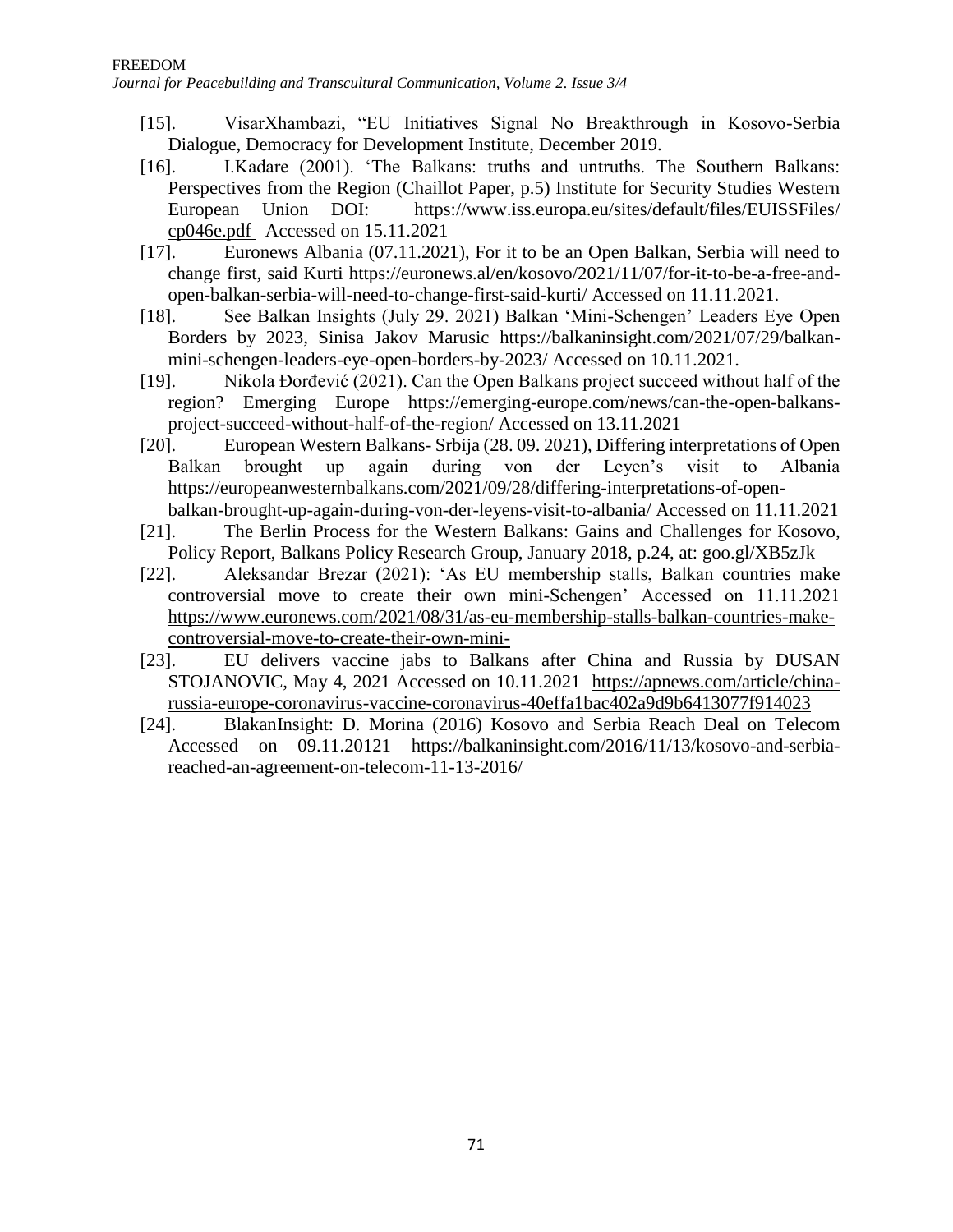[15]. VisarXhambazi, "EU Initiatives Signal No Breakthrough in Kosovo-Serbia Dialogue, Democracy for Development Institute, December 2019.

[16]. I.Kadare (2001). 'The Balkans: truths and untruths. The Southern Balkans: Perspectives from the Region (Chaillot Paper, p.5) Institute for Security Studies Western European Union DOI: https://www.iss.europa.eu/sites/default/files/EUISSFiles/cp046e.pdf Accessed on 15.11.2021

[17]. Euronews Albania (07.11.2021), For it to be an Open Balkan, Serbia will need to change first, said Kurti https://euronews.al/en/kosovo/2021/11/07/for-it-to-be-a-free-and-open-balkan-serbia-will-need-to-change-first-said-kurti/ Accessed on 11.11.2021.

[18]. See Balkan Insights (July 29. 2021) Balkan 'Mini-Schengen' Leaders Eye Open Borders by 2023, Sinisa Jakov Marusic https://balkaninsight.com/2021/07/29/balkan-mini-schengen-leaders-eye-open-borders-by-2023/ Accessed on 10.11.2021.

[19]. Nikola Đorđević (2021). Can the Open Balkans project succeed without half of the region? Emerging Europe https://emerging-europe.com/news/can-the-open-balkans-project-succeed-without-half-of-the-region/ Accessed on 13.11.2021

[20]. European Western Balkans- Srbija (28. 09. 2021), Differing interpretations of Open Balkan brought up again during von der Leyen's visit to Albania https://europeanwesternbalkans.com/2021/09/28/differing-interpretations-of-open-balkan-brought-up-again-during-von-der-leyens-visit-to-albania/ Accessed on 11.11.2021

[21]. The Berlin Process for the Western Balkans: Gains and Challenges for Kosovo, Policy Report, Balkans Policy Research Group, January 2018, p.24, at: goo.gl/XB5zJk

[22]. Aleksandar Brezar (2021): 'As EU membership stalls, Balkan countries make controversial move to create their own mini-Schengen' Accessed on 11.11.2021 https://www.euronews.com/2021/08/31/as-eu-membership-stalls-balkan-countries-make-controversial-move-to-create-their-own-mini-

[23]. EU delivers vaccine jabs to Balkans after China and Russia by DUSAN STOJANOVIC, May 4, 2021 Accessed on 10.11.2021 https://apnews.com/article/china-russia-europe-coronavirus-vaccine-coronavirus-40effa1bac402a9d9b6413077f914023

[24]. BlakanInsight: D. Morina (2016) Kosovo and Serbia Reach Deal on Telecom Accessed on 09.11.20121 https://balkaninsight.com/2016/11/13/kosovo-and-serbia-reached-an-agreement-on-telecom-11-13-2016/